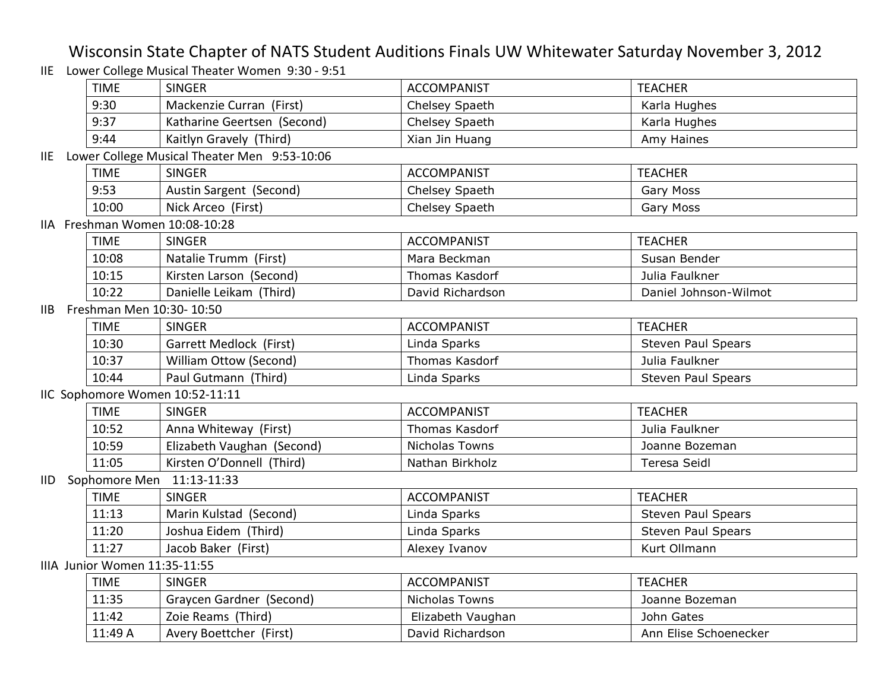# Wisconsin State Chapter of NATS Student Auditions Finals UW Whitewater Saturday November 3, 2012

IIE Lower College Musical Theater Women 9:30 - 9:51

| TIME | SINGER | ACCOMPANIST | TEACHER |
|---|---|---|---|
| 9:30 | Mackenzie Curran (First) | Chelsey Spaeth | Karla Hughes |
| 9:37 | Katharine Geertsen (Second) | Chelsey Spaeth | Karla Hughes |
| 9:44 | Kaitlyn Gravely (Third) | Xian Jin Huang | Amy Haines |

IIE Lower College Musical Theater Men 9:53-10:06

| TIME | SINGER | ACCOMPANIST | TEACHER |
|---|---|---|---|
| 9:53 | Austin Sargent (Second) | Chelsey Spaeth | Gary Moss |
| 10:00 | Nick Arceo (First) | Chelsey Spaeth | Gary Moss |

IIA Freshman Women 10:08-10:28

| TIME | SINGER | ACCOMPANIST | TEACHER |
|---|---|---|---|
| 10:08 | Natalie Trumm (First) | Mara Beckman | Susan Bender |
| 10:15 | Kirsten Larson (Second) | Thomas Kasdorf | Julia Faulkner |
| 10:22 | Danielle Leikam (Third) | David Richardson | Daniel Johnson-Wilmot |

IIB Freshman Men 10:30- 10:50

| TIME | SINGER | ACCOMPANIST | TEACHER |
|---|---|---|---|
| 10:30 | Garrett Medlock (First) | Linda Sparks | Steven Paul Spears |
| 10:37 | William Ottow (Second) | Thomas Kasdorf | Julia Faulkner |
| 10:44 | Paul Gutmann (Third) | Linda Sparks | Steven Paul Spears |

IIC Sophomore Women 10:52-11:11

| TIME | SINGER | ACCOMPANIST | TEACHER |
|---|---|---|---|
| 10:52 | Anna Whiteway (First) | Thomas Kasdorf | Julia Faulkner |
| 10:59 | Elizabeth Vaughan (Second) | Nicholas Towns | Joanne Bozeman |
| 11:05 | Kirsten O'Donnell (Third) | Nathan Birkholz | Teresa Seidl |

IID Sophomore Men 11:13-11:33

| TIME | SINGER | ACCOMPANIST | TEACHER |
|---|---|---|---|
| 11:13 | Marin Kulstad (Second) | Linda Sparks | Steven Paul Spears |
| 11:20 | Joshua Eidem (Third) | Linda Sparks | Steven Paul Spears |
| 11:27 | Jacob Baker (First) | Alexey Ivanov | Kurt Ollmann |

IIIA Junior Women 11:35-11:55

| TIME | SINGER | ACCOMPANIST | TEACHER |
|---|---|---|---|
| 11:35 | Graycen Gardner (Second) | Nicholas Towns | Joanne Bozeman |
| 11:42 | Zoie Reams (Third) | Elizabeth Vaughan | John Gates |
| 11:49 A | Avery Boettcher (First) | David Richardson | Ann Elise Schoenecker |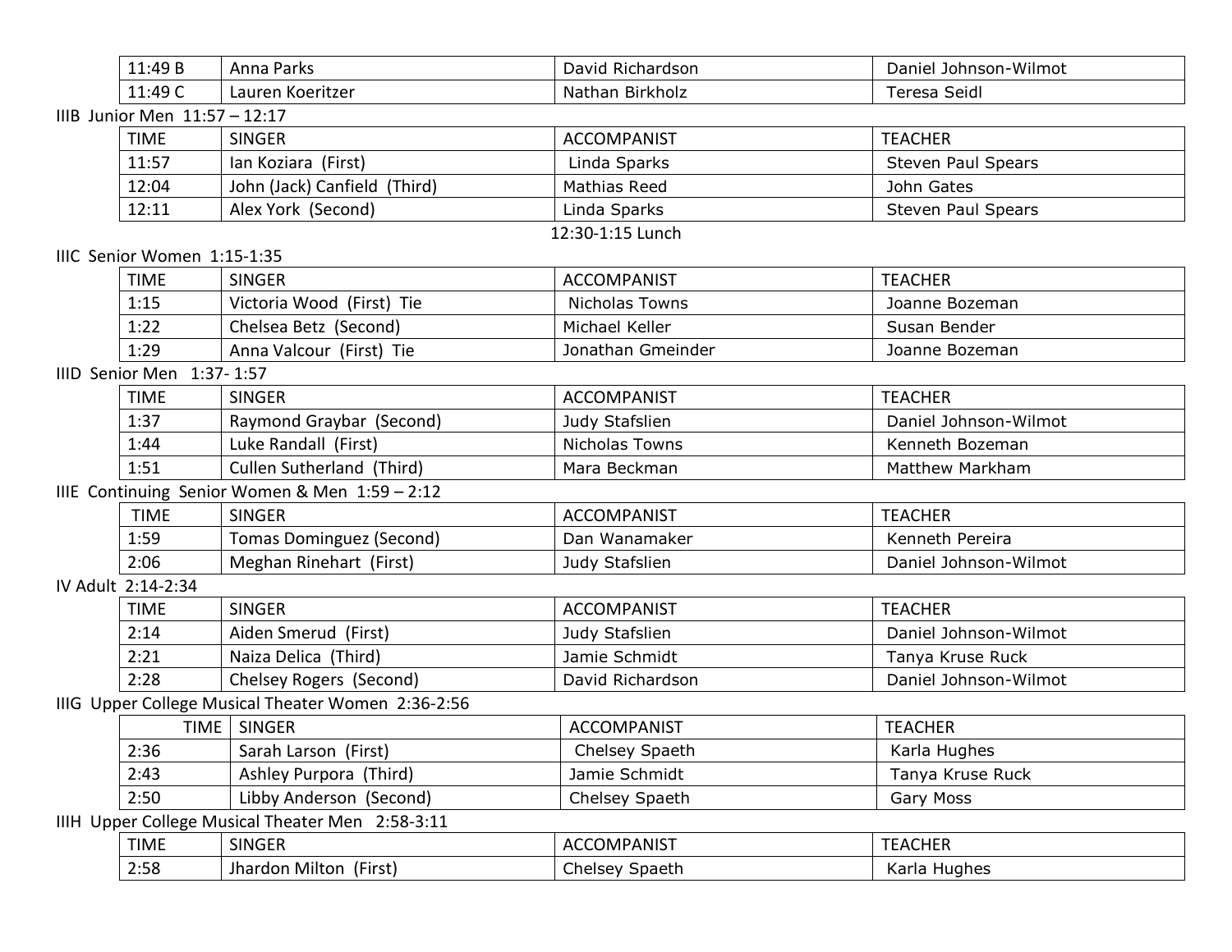| | | |
|---|---|---|
| 11:49 B | Anna Parks | David Richardson | Daniel Johnson-Wilmot |
| 11:49 C | Lauren Koeritzer | Nathan Birkholz | Teresa Seidl |

IIIB Junior Men 11:57 – 12:17

| TIME | SINGER | ACCOMPANIST | TEACHER |
|---|---|---|---|
| 11:57 | Ian Koziara (First) | Linda Sparks | Steven Paul Spears |
| 12:04 | John (Jack) Canfield (Third) | Mathias Reed | John Gates |
| 12:11 | Alex York (Second) | Linda Sparks | Steven Paul Spears |

12:30-1:15 Lunch

IIIC Senior Women 1:15-1:35

| TIME | SINGER | ACCOMPANIST | TEACHER |
|---|---|---|---|
| 1:15 | Victoria Wood (First) Tie | Nicholas Towns | Joanne Bozeman |
| 1:22 | Chelsea Betz (Second) | Michael Keller | Susan Bender |
| 1:29 | Anna Valcour (First) Tie | Jonathan Gmeinder | Joanne Bozeman |

IIID Senior Men 1:37- 1:57

| TIME | SINGER | ACCOMPANIST | TEACHER |
|---|---|---|---|
| 1:37 | Raymond Graybar (Second) | Judy Stafslien | Daniel Johnson-Wilmot |
| 1:44 | Luke Randall (First) | Nicholas Towns | Kenneth Bozeman |
| 1:51 | Cullen Sutherland (Third) | Mara Beckman | Matthew Markham |

IIIE Continuing Senior Women & Men 1:59 – 2:12

| TIME | SINGER | ACCOMPANIST | TEACHER |
|---|---|---|---|
| 1:59 | Tomas Dominguez (Second) | Dan Wanamaker | Kenneth Pereira |
| 2:06 | Meghan Rinehart (First) | Judy Stafslien | Daniel Johnson-Wilmot |

IV Adult 2:14-2:34

| TIME | SINGER | ACCOMPANIST | TEACHER |
|---|---|---|---|
| 2:14 | Aiden Smerud (First) | Judy Stafslien | Daniel Johnson-Wilmot |
| 2:21 | Naiza Delica (Third) | Jamie Schmidt | Tanya Kruse Ruck |
| 2:28 | Chelsey Rogers (Second) | David Richardson | Daniel Johnson-Wilmot |

IIIG Upper College Musical Theater Women 2:36-2:56

| TIME | SINGER | ACCOMPANIST | TEACHER |
|---|---|---|---|
| 2:36 | Sarah Larson (First) | Chelsey Spaeth | Karla Hughes |
| 2:43 | Ashley Purpora (Third) | Jamie Schmidt | Tanya Kruse Ruck |
| 2:50 | Libby Anderson (Second) | Chelsey Spaeth | Gary Moss |

IIIH Upper College Musical Theater Men 2:58-3:11

| TIME | SINGER | ACCOMPANIST | TEACHER |
|---|---|---|---|
| 2:58 | Jhardon Milton (First) | Chelsey Spaeth | Karla Hughes |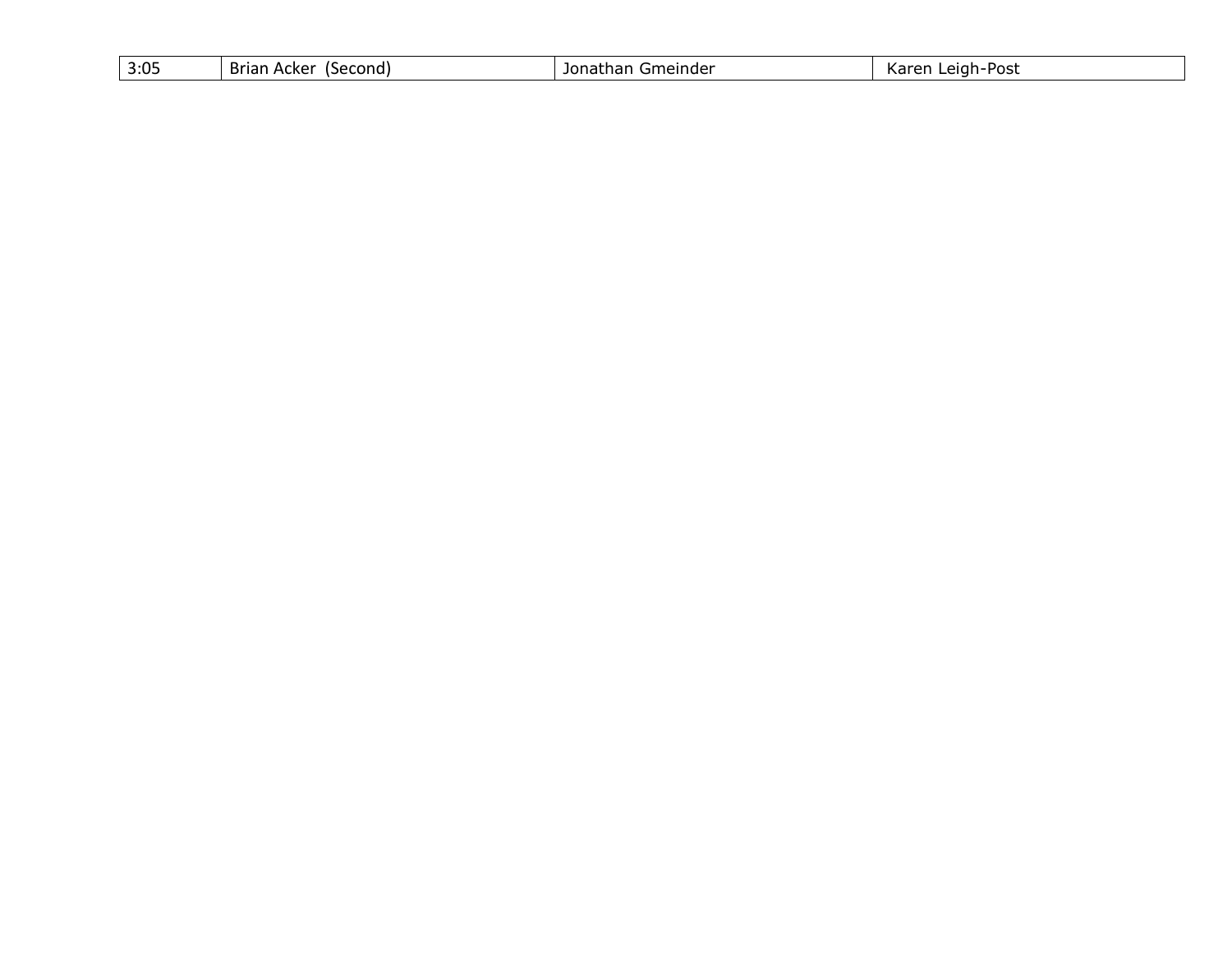| | | | |
|---|---|---|---|
| 3:05 | Brian Acker (Second) | Jonathan Gmeinder | Karen Leigh-Post |